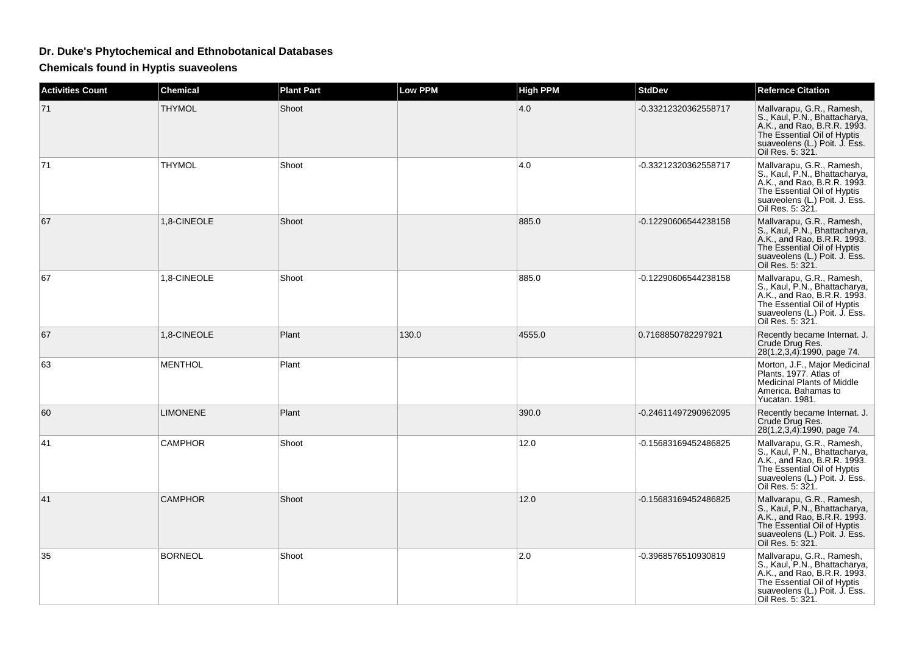# Dr. Duke's Phytochemical and Ethnobotanical Databases

## Chemicals found in Hyptis suaveolens

| Activities Count | Chemical | Plant Part | Low PPM | High PPM | StdDev | Refernce Citation |
|---|---|---|---|---|---|---|
| 71 | THYMOL | Shoot | | 4.0 | -0.33212320362558717 | Mallvarapu, G.R., Ramesh, S., Kaul, P.N., Bhattacharya, A.K., and Rao, B.R.R. 1993. The Essential Oil of Hyptis suaveolens (L.) Poit. J. Ess. Oil Res. 5: 321. |
| 71 | THYMOL | Shoot | | 4.0 | -0.33212320362558717 | Mallvarapu, G.R., Ramesh, S., Kaul, P.N., Bhattacharya, A.K., and Rao, B.R.R. 1993. The Essential Oil of Hyptis suaveolens (L.) Poit. J. Ess. Oil Res. 5: 321. |
| 67 | 1,8-CINEOLE | Shoot | | 885.0 | -0.12290606544238158 | Mallvarapu, G.R., Ramesh, S., Kaul, P.N., Bhattacharya, A.K., and Rao, B.R.R. 1993. The Essential Oil of Hyptis suaveolens (L.) Poit. J. Ess. Oil Res. 5: 321. |
| 67 | 1,8-CINEOLE | Shoot | | 885.0 | -0.12290606544238158 | Mallvarapu, G.R., Ramesh, S., Kaul, P.N., Bhattacharya, A.K., and Rao, B.R.R. 1993. The Essential Oil of Hyptis suaveolens (L.) Poit. J. Ess. Oil Res. 5: 321. |
| 67 | 1,8-CINEOLE | Plant | 130.0 | 4555.0 | 0.7168850782297921 | Recently became Internat. J. Crude Drug Res. 28(1,2,3,4):1990, page 74. |
| 63 | MENTHOL | Plant | | | | Morton, J.F., Major Medicinal Plants. 1977. Atlas of Medicinal Plants of Middle America. Bahamas to Yucatan. 1981. |
| 60 | LIMONENE | Plant | | 390.0 | -0.24611497290962095 | Recently became Internat. J. Crude Drug Res. 28(1,2,3,4):1990, page 74. |
| 41 | CAMPHOR | Shoot | | 12.0 | -0.15683169452486825 | Mallvarapu, G.R., Ramesh, S., Kaul, P.N., Bhattacharya, A.K., and Rao, B.R.R. 1993. The Essential Oil of Hyptis suaveolens (L.) Poit. J. Ess. Oil Res. 5: 321. |
| 41 | CAMPHOR | Shoot | | 12.0 | -0.15683169452486825 | Mallvarapu, G.R., Ramesh, S., Kaul, P.N., Bhattacharya, A.K., and Rao, B.R.R. 1993. The Essential Oil of Hyptis suaveolens (L.) Poit. J. Ess. Oil Res. 5: 321. |
| 35 | BORNEOL | Shoot | | 2.0 | -0.3968576510930819 | Mallvarapu, G.R., Ramesh, S., Kaul, P.N., Bhattacharya, A.K., and Rao, B.R.R. 1993. The Essential Oil of Hyptis suaveolens (L.) Poit. J. Ess. Oil Res. 5: 321. |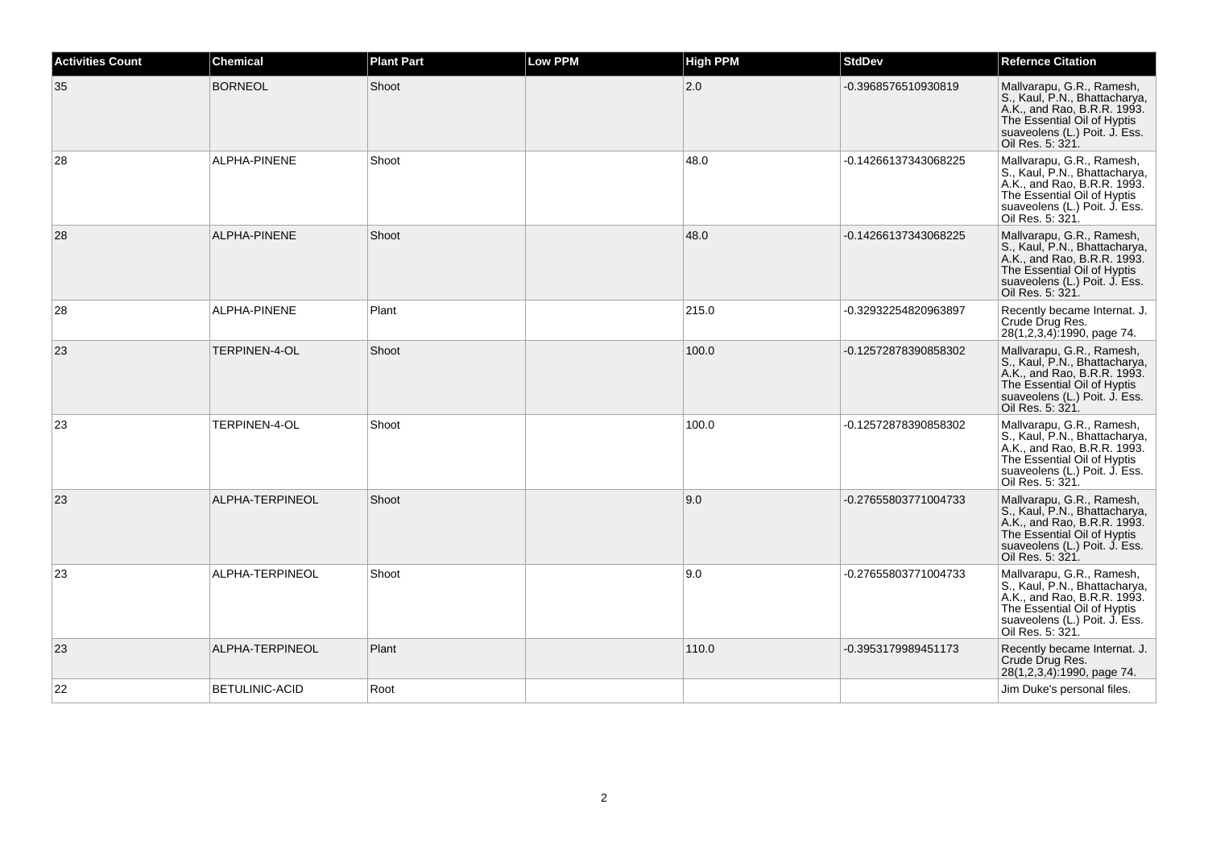| Activities Count | Chemical | Plant Part | Low PPM | High PPM | StdDev | Refernce Citation |
|---|---|---|---|---|---|---|
| 35 | BORNEOL | Shoot | | 2.0 | -0.3968576510930819 | Mallvarapu, G.R., Ramesh, S., Kaul, P.N., Bhattacharya, A.K., and Rao, B.R.R. 1993. The Essential Oil of Hyptis suaveolens (L.) Poit. J. Ess. Oil Res. 5: 321. |
| 28 | ALPHA-PINENE | Shoot | | 48.0 | -0.14266137343068225 | Mallvarapu, G.R., Ramesh, S., Kaul, P.N., Bhattacharya, A.K., and Rao, B.R.R. 1993. The Essential Oil of Hyptis suaveolens (L.) Poit. J. Ess. Oil Res. 5: 321. |
| 28 | ALPHA-PINENE | Shoot | | 48.0 | -0.14266137343068225 | Mallvarapu, G.R., Ramesh, S., Kaul, P.N., Bhattacharya, A.K., and Rao, B.R.R. 1993. The Essential Oil of Hyptis suaveolens (L.) Poit. J. Ess. Oil Res. 5: 321. |
| 28 | ALPHA-PINENE | Plant | | 215.0 | -0.32932254820963897 | Recently became Internat. J. Crude Drug Res. 28(1,2,3,4):1990, page 74. |
| 23 | TERPINEN-4-OL | Shoot | | 100.0 | -0.12572878390858302 | Mallvarapu, G.R., Ramesh, S., Kaul, P.N., Bhattacharya, A.K., and Rao, B.R.R. 1993. The Essential Oil of Hyptis suaveolens (L.) Poit. J. Ess. Oil Res. 5: 321. |
| 23 | TERPINEN-4-OL | Shoot | | 100.0 | -0.12572878390858302 | Mallvarapu, G.R., Ramesh, S., Kaul, P.N., Bhattacharya, A.K., and Rao, B.R.R. 1993. The Essential Oil of Hyptis suaveolens (L.) Poit. J. Ess. Oil Res. 5: 321. |
| 23 | ALPHA-TERPINEOL | Shoot | | 9.0 | -0.27655803771004733 | Mallvarapu, G.R., Ramesh, S., Kaul, P.N., Bhattacharya, A.K., and Rao, B.R.R. 1993. The Essential Oil of Hyptis suaveolens (L.) Poit. J. Ess. Oil Res. 5: 321. |
| 23 | ALPHA-TERPINEOL | Shoot | | 9.0 | -0.27655803771004733 | Mallvarapu, G.R., Ramesh, S., Kaul, P.N., Bhattacharya, A.K., and Rao, B.R.R. 1993. The Essential Oil of Hyptis suaveolens (L.) Poit. J. Ess. Oil Res. 5: 321. |
| 23 | ALPHA-TERPINEOL | Plant | | 110.0 | -0.3953179989451173 | Recently became Internat. J. Crude Drug Res. 28(1,2,3,4):1990, page 74. |
| 22 | BETULINIC-ACID | Root | | | | Jim Duke's personal files. |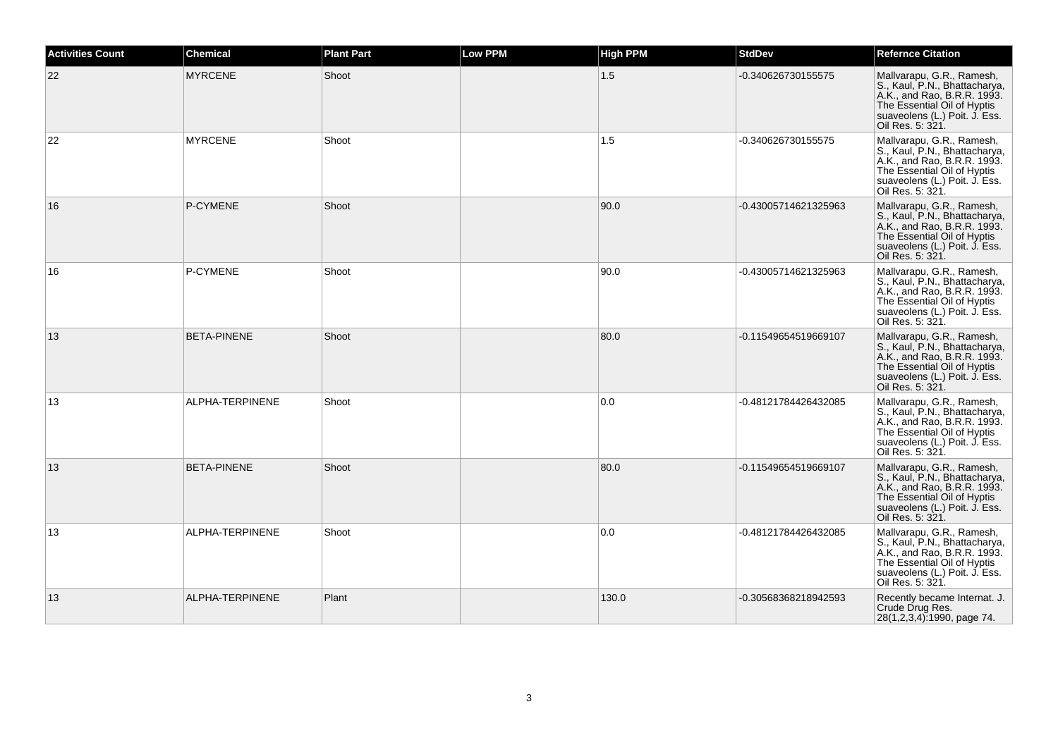| Activities Count | Chemical | Plant Part | Low PPM | High PPM | StdDev | Refernce Citation |
|---|---|---|---|---|---|---|
| 22 | MYRCENE | Shoot | | 1.5 | -0.340626730155575 | Mallvarapu, G.R., Ramesh, S., Kaul, P.N., Bhattacharya, A.K., and Rao, B.R.R. 1993. The Essential Oil of Hyptis suaveolens (L.) Poit. J. Ess. Oil Res. 5: 321. |
| 22 | MYRCENE | Shoot | | 1.5 | -0.340626730155575 | Mallvarapu, G.R., Ramesh, S., Kaul, P.N., Bhattacharya, A.K., and Rao, B.R.R. 1993. The Essential Oil of Hyptis suaveolens (L.) Poit. J. Ess. Oil Res. 5: 321. |
| 16 | P-CYMENE | Shoot | | 90.0 | -0.43005714621325963 | Mallvarapu, G.R., Ramesh, S., Kaul, P.N., Bhattacharya, A.K., and Rao, B.R.R. 1993. The Essential Oil of Hyptis suaveolens (L.) Poit. J. Ess. Oil Res. 5: 321. |
| 16 | P-CYMENE | Shoot | | 90.0 | -0.43005714621325963 | Mallvarapu, G.R., Ramesh, S., Kaul, P.N., Bhattacharya, A.K., and Rao, B.R.R. 1993. The Essential Oil of Hyptis suaveolens (L.) Poit. J. Ess. Oil Res. 5: 321. |
| 13 | BETA-PINENE | Shoot | | 80.0 | -0.11549654519669107 | Mallvarapu, G.R., Ramesh, S., Kaul, P.N., Bhattacharya, A.K., and Rao, B.R.R. 1993. The Essential Oil of Hyptis suaveolens (L.) Poit. J. Ess. Oil Res. 5: 321. |
| 13 | ALPHA-TERPINENE | Shoot | | 0.0 | -0.48121784426432085 | Mallvarapu, G.R., Ramesh, S., Kaul, P.N., Bhattacharya, A.K., and Rao, B.R.R. 1993. The Essential Oil of Hyptis suaveolens (L.) Poit. J. Ess. Oil Res. 5: 321. |
| 13 | BETA-PINENE | Shoot | | 80.0 | -0.11549654519669107 | Mallvarapu, G.R., Ramesh, S., Kaul, P.N., Bhattacharya, A.K., and Rao, B.R.R. 1993. The Essential Oil of Hyptis suaveolens (L.) Poit. J. Ess. Oil Res. 5: 321. |
| 13 | ALPHA-TERPINENE | Shoot | | 0.0 | -0.48121784426432085 | Mallvarapu, G.R., Ramesh, S., Kaul, P.N., Bhattacharya, A.K., and Rao, B.R.R. 1993. The Essential Oil of Hyptis suaveolens (L.) Poit. J. Ess. Oil Res. 5: 321. |
| 13 | ALPHA-TERPINENE | Plant | | 130.0 | -0.30568368218942593 | Recently became Internat. J. Crude Drug Res. 28(1,2,3,4):1990, page 74. |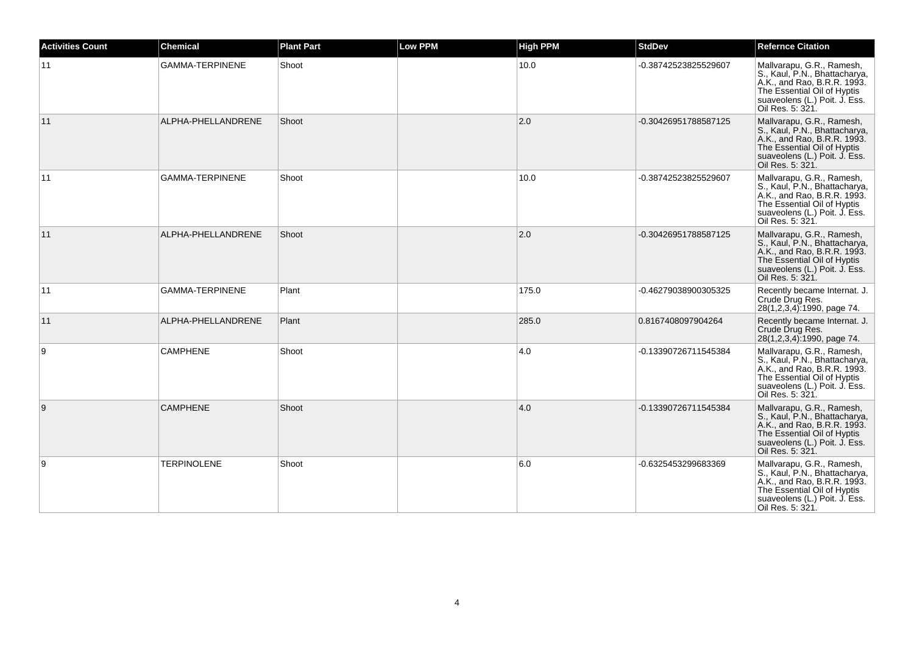| Activities Count | Chemical | Plant Part | Low PPM | High PPM | StdDev | Refernce Citation |
| --- | --- | --- | --- | --- | --- | --- |
| 11 | GAMMA-TERPINENE | Shoot | | 10.0 | -0.38742523825529607 | Mallvarapu, G.R., Ramesh, S., Kaul, P.N., Bhattacharya, A.K., and Rao, B.R.R. 1993. The Essential Oil of Hyptis suaveolens (L.) Poit. J. Ess. Oil Res. 5: 321. |
| 11 | ALPHA-PHELLANDRENE | Shoot | | 2.0 | -0.30426951788587125 | Mallvarapu, G.R., Ramesh, S., Kaul, P.N., Bhattacharya, A.K., and Rao, B.R.R. 1993. The Essential Oil of Hyptis suaveolens (L.) Poit. J. Ess. Oil Res. 5: 321. |
| 11 | GAMMA-TERPINENE | Shoot | | 10.0 | -0.38742523825529607 | Mallvarapu, G.R., Ramesh, S., Kaul, P.N., Bhattacharya, A.K., and Rao, B.R.R. 1993. The Essential Oil of Hyptis suaveolens (L.) Poit. J. Ess. Oil Res. 5: 321. |
| 11 | ALPHA-PHELLANDRENE | Shoot | | 2.0 | -0.30426951788587125 | Mallvarapu, G.R., Ramesh, S., Kaul, P.N., Bhattacharya, A.K., and Rao, B.R.R. 1993. The Essential Oil of Hyptis suaveolens (L.) Poit. J. Ess. Oil Res. 5: 321. |
| 11 | GAMMA-TERPINENE | Plant | | 175.0 | -0.46279038900305325 | Recently became Internat. J. Crude Drug Res. 28(1,2,3,4):1990, page 74. |
| 11 | ALPHA-PHELLANDRENE | Plant | | 285.0 | 0.8167408097904264 | Recently became Internat. J. Crude Drug Res. 28(1,2,3,4):1990, page 74. |
| 9 | CAMPHENE | Shoot | | 4.0 | -0.13390726711545384 | Mallvarapu, G.R., Ramesh, S., Kaul, P.N., Bhattacharya, A.K., and Rao, B.R.R. 1993. The Essential Oil of Hyptis suaveolens (L.) Poit. J. Ess. Oil Res. 5: 321. |
| 9 | CAMPHENE | Shoot | | 4.0 | -0.13390726711545384 | Mallvarapu, G.R., Ramesh, S., Kaul, P.N., Bhattacharya, A.K., and Rao, B.R.R. 1993. The Essential Oil of Hyptis suaveolens (L.) Poit. J. Ess. Oil Res. 5: 321. |
| 9 | TERPINOLENE | Shoot | | 6.0 | -0.6325453299683369 | Mallvarapu, G.R., Ramesh, S., Kaul, P.N., Bhattacharya, A.K., and Rao, B.R.R. 1993. The Essential Oil of Hyptis suaveolens (L.) Poit. J. Ess. Oil Res. 5: 321. |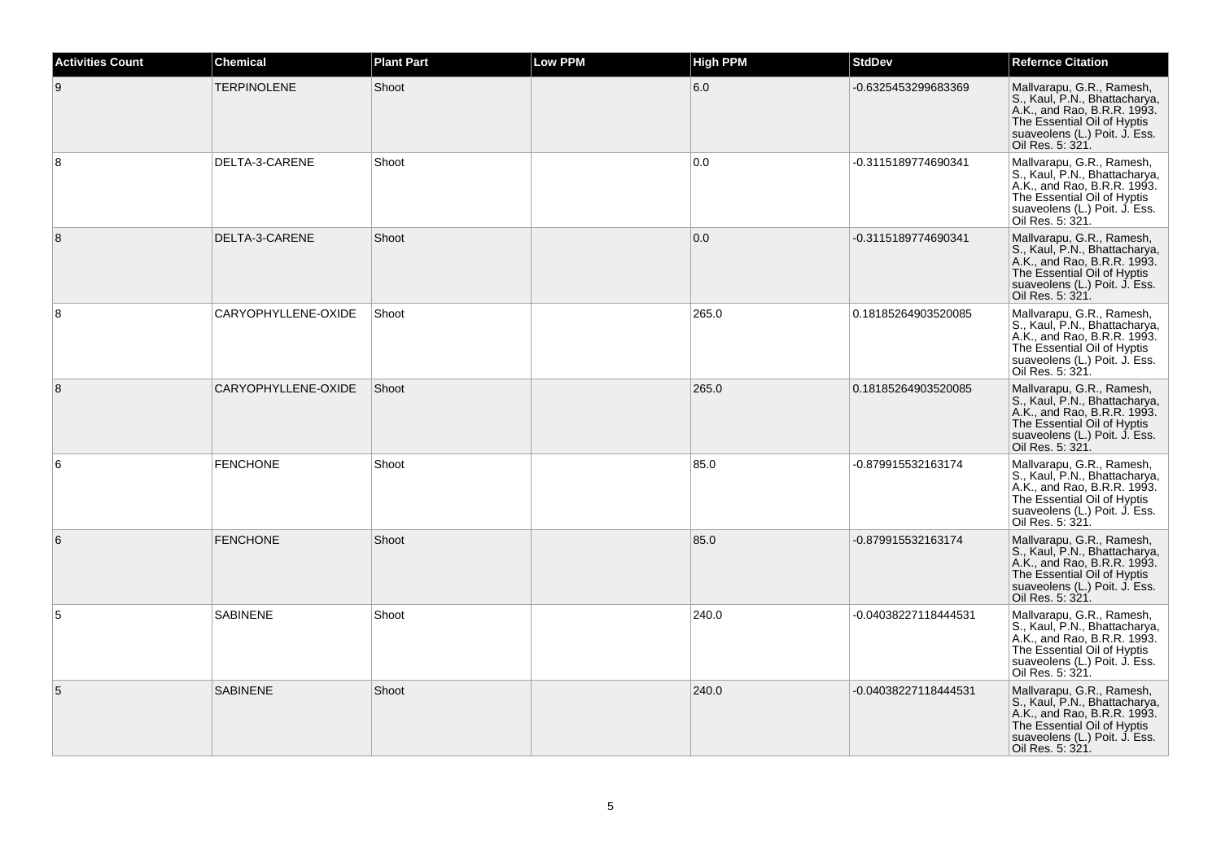| Activities Count | Chemical | Plant Part | Low PPM | High PPM | StdDev | Refernce Citation |
|---|---|---|---|---|---|---|
| 9 | TERPINOLENE | Shoot | | 6.0 | -0.6325453299683369 | Mallvarapu, G.R., Ramesh, S., Kaul, P.N., Bhattacharya, A.K., and Rao, B.R.R. 1993. The Essential Oil of Hyptis suaveolens (L.) Poit. J. Ess. Oil Res. 5: 321. |
| 8 | DELTA-3-CARENE | Shoot | | 0.0 | -0.3115189774690341 | Mallvarapu, G.R., Ramesh, S., Kaul, P.N., Bhattacharya, A.K., and Rao, B.R.R. 1993. The Essential Oil of Hyptis suaveolens (L.) Poit. J. Ess. Oil Res. 5: 321. |
| 8 | DELTA-3-CARENE | Shoot | | 0.0 | -0.3115189774690341 | Mallvarapu, G.R., Ramesh, S., Kaul, P.N., Bhattacharya, A.K., and Rao, B.R.R. 1993. The Essential Oil of Hyptis suaveolens (L.) Poit. J. Ess. Oil Res. 5: 321. |
| 8 | CARYOPHYLLENE-OXIDE | Shoot | | 265.0 | 0.18185264903520085 | Mallvarapu, G.R., Ramesh, S., Kaul, P.N., Bhattacharya, A.K., and Rao, B.R.R. 1993. The Essential Oil of Hyptis suaveolens (L.) Poit. J. Ess. Oil Res. 5: 321. |
| 8 | CARYOPHYLLENE-OXIDE | Shoot | | 265.0 | 0.18185264903520085 | Mallvarapu, G.R., Ramesh, S., Kaul, P.N., Bhattacharya, A.K., and Rao, B.R.R. 1993. The Essential Oil of Hyptis suaveolens (L.) Poit. J. Ess. Oil Res. 5: 321. |
| 6 | FENCHONE | Shoot | | 85.0 | -0.879915532163174 | Mallvarapu, G.R., Ramesh, S., Kaul, P.N., Bhattacharya, A.K., and Rao, B.R.R. 1993. The Essential Oil of Hyptis suaveolens (L.) Poit. J. Ess. Oil Res. 5: 321. |
| 6 | FENCHONE | Shoot | | 85.0 | -0.879915532163174 | Mallvarapu, G.R., Ramesh, S., Kaul, P.N., Bhattacharya, A.K., and Rao, B.R.R. 1993. The Essential Oil of Hyptis suaveolens (L.) Poit. J. Ess. Oil Res. 5: 321. |
| 5 | SABINENE | Shoot | | 240.0 | -0.04038227118444531 | Mallvarapu, G.R., Ramesh, S., Kaul, P.N., Bhattacharya, A.K., and Rao, B.R.R. 1993. The Essential Oil of Hyptis suaveolens (L.) Poit. J. Ess. Oil Res. 5: 321. |
| 5 | SABINENE | Shoot | | 240.0 | -0.04038227118444531 | Mallvarapu, G.R., Ramesh, S., Kaul, P.N., Bhattacharya, A.K., and Rao, B.R.R. 1993. The Essential Oil of Hyptis suaveolens (L.) Poit. J. Ess. Oil Res. 5: 321. |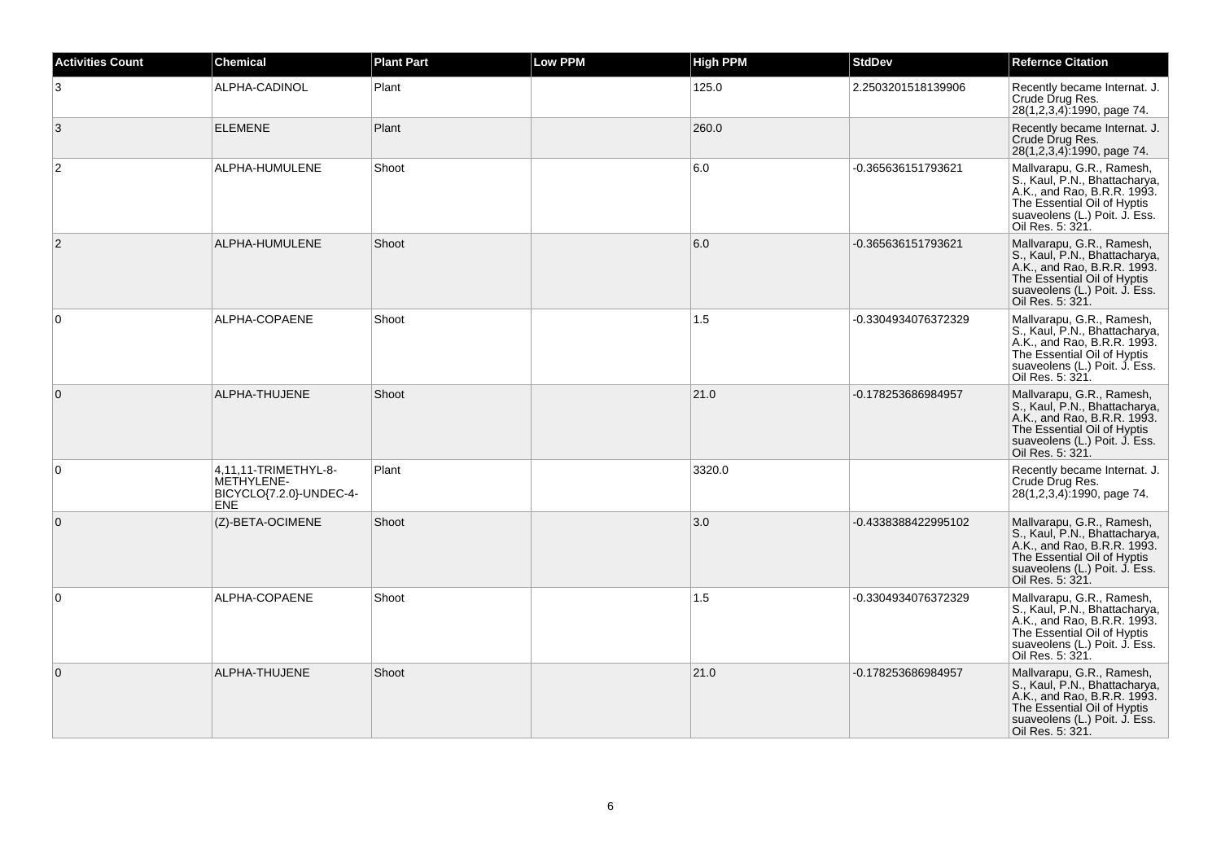| Activities Count | Chemical | Plant Part | Low PPM | High PPM | StdDev | Refernce Citation |
| --- | --- | --- | --- | --- | --- | --- |
| 3 | ALPHA-CADINOL | Plant | | 125.0 | 2.2503201518139906 | Recently became Internat. J. Crude Drug Res. 28(1,2,3,4):1990, page 74. |
| 3 | ELEMENE | Plant | | 260.0 | | Recently became Internat. J. Crude Drug Res. 28(1,2,3,4):1990, page 74. |
| 2 | ALPHA-HUMULENE | Shoot | | 6.0 | -0.365636151793621 | Mallvarapu, G.R., Ramesh, S., Kaul, P.N., Bhattacharya, A.K., and Rao, B.R.R. 1993. The Essential Oil of Hyptis suaveolens (L.) Poit. J. Ess. Oil Res. 5: 321. |
| 2 | ALPHA-HUMULENE | Shoot | | 6.0 | -0.365636151793621 | Mallvarapu, G.R., Ramesh, S., Kaul, P.N., Bhattacharya, A.K., and Rao, B.R.R. 1993. The Essential Oil of Hyptis suaveolens (L.) Poit. J. Ess. Oil Res. 5: 321. |
| 0 | ALPHA-COPAENE | Shoot | | 1.5 | -0.3304934076372329 | Mallvarapu, G.R., Ramesh, S., Kaul, P.N., Bhattacharya, A.K., and Rao, B.R.R. 1993. The Essential Oil of Hyptis suaveolens (L.) Poit. J. Ess. Oil Res. 5: 321. |
| 0 | ALPHA-THUJENE | Shoot | | 21.0 | -0.178253686984957 | Mallvarapu, G.R., Ramesh, S., Kaul, P.N., Bhattacharya, A.K., and Rao, B.R.R. 1993. The Essential Oil of Hyptis suaveolens (L.) Poit. J. Ess. Oil Res. 5: 321. |
| 0 | 4,11,11-TRIMETHYL-8-METHYLENE-BICYCLO{7.2.0}-UNDEC-4-ENE | Plant | | 3320.0 | | Recently became Internat. J. Crude Drug Res. 28(1,2,3,4):1990, page 74. |
| 0 | (Z)-BETA-OCIMENE | Shoot | | 3.0 | -0.4338388422995102 | Mallvarapu, G.R., Ramesh, S., Kaul, P.N., Bhattacharya, A.K., and Rao, B.R.R. 1993. The Essential Oil of Hyptis suaveolens (L.) Poit. J. Ess. Oil Res. 5: 321. |
| 0 | ALPHA-COPAENE | Shoot | | 1.5 | -0.3304934076372329 | Mallvarapu, G.R., Ramesh, S., Kaul, P.N., Bhattacharya, A.K., and Rao, B.R.R. 1993. The Essential Oil of Hyptis suaveolens (L.) Poit. J. Ess. Oil Res. 5: 321. |
| 0 | ALPHA-THUJENE | Shoot | | 21.0 | -0.178253686984957 | Mallvarapu, G.R., Ramesh, S., Kaul, P.N., Bhattacharya, A.K., and Rao, B.R.R. 1993. The Essential Oil of Hyptis suaveolens (L.) Poit. J. Ess. Oil Res. 5: 321. |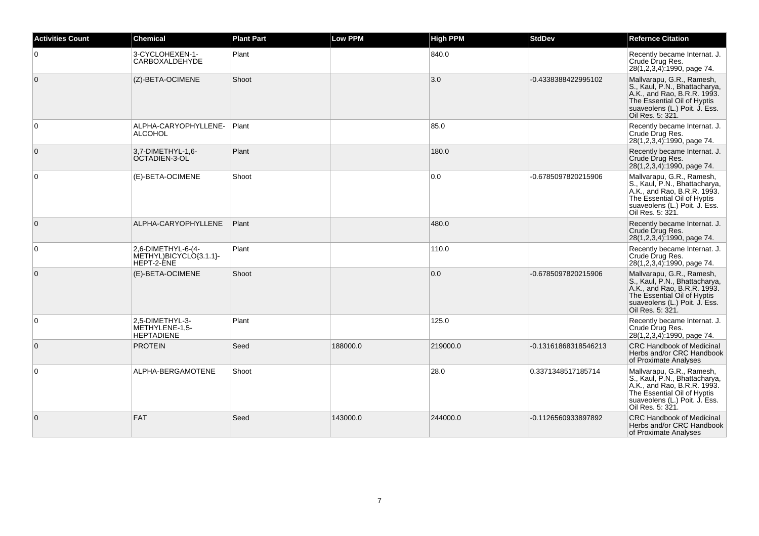| Activities Count | Chemical | Plant Part | Low PPM | High PPM | StdDev | Refernce Citation |
| --- | --- | --- | --- | --- | --- | --- |
| 0 | 3-CYCLOHEXEN-1-CARBOXALDEHYDE | Plant | | 840.0 | | Recently became Internat. J. Crude Drug Res. 28(1,2,3,4):1990, page 74. |
| 0 | (Z)-BETA-OCIMENE | Shoot | | 3.0 | -0.4338388422995102 | Mallvarapu, G.R., Ramesh, S., Kaul, P.N., Bhattacharya, A.K., and Rao, B.R.R. 1993. The Essential Oil of Hyptis suaveolens (L.) Poit. J. Ess. Oil Res. 5: 321. |
| 0 | ALPHA-CARYOPHYLLENE-ALCOHOL | Plant | | 85.0 | | Recently became Internat. J. Crude Drug Res. 28(1,2,3,4):1990, page 74. |
| 0 | 3,7-DIMETHYL-1,6-OCTADIEN-3-OL | Plant | | 180.0 | | Recently became Internat. J. Crude Drug Res. 28(1,2,3,4):1990, page 74. |
| 0 | (E)-BETA-OCIMENE | Shoot | | 0.0 | -0.6785097820215906 | Mallvarapu, G.R., Ramesh, S., Kaul, P.N., Bhattacharya, A.K., and Rao, B.R.R. 1993. The Essential Oil of Hyptis suaveolens (L.) Poit. J. Ess. Oil Res. 5: 321. |
| 0 | ALPHA-CARYOPHYLLENE | Plant | | 480.0 | | Recently became Internat. J. Crude Drug Res. 28(1,2,3,4):1990, page 74. |
| 0 | 2,6-DIMETHYL-6-(4-METHYL)BICYCLO{3.1.1}-HEPT-2-ENE | Plant | | 110.0 | | Recently became Internat. J. Crude Drug Res. 28(1,2,3,4):1990, page 74. |
| 0 | (E)-BETA-OCIMENE | Shoot | | 0.0 | -0.6785097820215906 | Mallvarapu, G.R., Ramesh, S., Kaul, P.N., Bhattacharya, A.K., and Rao, B.R.R. 1993. The Essential Oil of Hyptis suaveolens (L.) Poit. J. Ess. Oil Res. 5: 321. |
| 0 | 2,5-DIMETHYL-3-METHYLENE-1,5-HEPTADIENE | Plant | | 125.0 | | Recently became Internat. J. Crude Drug Res. 28(1,2,3,4):1990, page 74. |
| 0 | PROTEIN | Seed | 188000.0 | 219000.0 | -0.13161868318546213 | CRC Handbook of Medicinal Herbs and/or CRC Handbook of Proximate Analyses |
| 0 | ALPHA-BERGAMOTENE | Shoot | | 28.0 | 0.3371348517185714 | Mallvarapu, G.R., Ramesh, S., Kaul, P.N., Bhattacharya, A.K., and Rao, B.R.R. 1993. The Essential Oil of Hyptis suaveolens (L.) Poit. J. Ess. Oil Res. 5: 321. |
| 0 | FAT | Seed | 143000.0 | 244000.0 | -0.1126560933897892 | CRC Handbook of Medicinal Herbs and/or CRC Handbook of Proximate Analyses |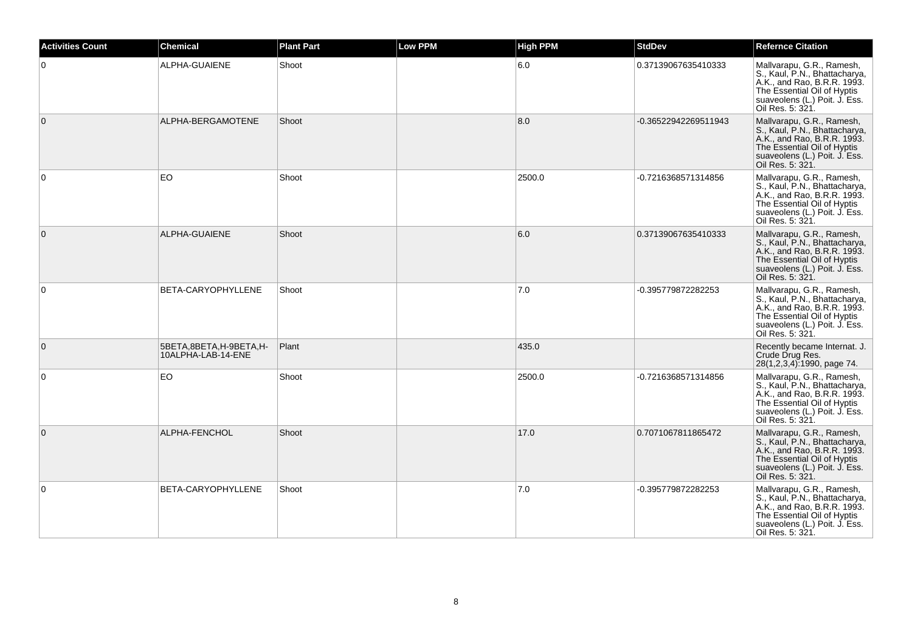| Activities Count | Chemical | Plant Part | Low PPM | High PPM | StdDev | Refernce Citation |
|---|---|---|---|---|---|---|
| 0 | ALPHA-GUAIENE | Shoot | | 6.0 | 0.37139067635410333 | Mallvarapu, G.R., Ramesh, S., Kaul, P.N., Bhattacharya, A.K., and Rao, B.R.R. 1993. The Essential Oil of Hyptis suaveolens (L.) Poit. J. Ess. Oil Res. 5: 321. |
| 0 | ALPHA-BERGAMOTENE | Shoot | | 8.0 | -0.36522942269511943 | Mallvarapu, G.R., Ramesh, S., Kaul, P.N., Bhattacharya, A.K., and Rao, B.R.R. 1993. The Essential Oil of Hyptis suaveolens (L.) Poit. J. Ess. Oil Res. 5: 321. |
| 0 | EO | Shoot | | 2500.0 | -0.7216368571314856 | Mallvarapu, G.R., Ramesh, S., Kaul, P.N., Bhattacharya, A.K., and Rao, B.R.R. 1993. The Essential Oil of Hyptis suaveolens (L.) Poit. J. Ess. Oil Res. 5: 321. |
| 0 | ALPHA-GUAIENE | Shoot | | 6.0 | 0.37139067635410333 | Mallvarapu, G.R., Ramesh, S., Kaul, P.N., Bhattacharya, A.K., and Rao, B.R.R. 1993. The Essential Oil of Hyptis suaveolens (L.) Poit. J. Ess. Oil Res. 5: 321. |
| 0 | BETA-CARYOPHYLLENE | Shoot | | 7.0 | -0.395779872282253 | Mallvarapu, G.R., Ramesh, S., Kaul, P.N., Bhattacharya, A.K., and Rao, B.R.R. 1993. The Essential Oil of Hyptis suaveolens (L.) Poit. J. Ess. Oil Res. 5: 321. |
| 0 | 5BETA,8BETA,H-9BETA,H-10ALPHA-LAB-14-ENE | Plant | | 435.0 | | Recently became Internat. J. Crude Drug Res. 28(1,2,3,4):1990, page 74. |
| 0 | EO | Shoot | | 2500.0 | -0.7216368571314856 | Mallvarapu, G.R., Ramesh, S., Kaul, P.N., Bhattacharya, A.K., and Rao, B.R.R. 1993. The Essential Oil of Hyptis suaveolens (L.) Poit. J. Ess. Oil Res. 5: 321. |
| 0 | ALPHA-FENCHOL | Shoot | | 17.0 | 0.7071067811865472 | Mallvarapu, G.R., Ramesh, S., Kaul, P.N., Bhattacharya, A.K., and Rao, B.R.R. 1993. The Essential Oil of Hyptis suaveolens (L.) Poit. J. Ess. Oil Res. 5: 321. |
| 0 | BETA-CARYOPHYLLENE | Shoot | | 7.0 | -0.395779872282253 | Mallvarapu, G.R., Ramesh, S., Kaul, P.N., Bhattacharya, A.K., and Rao, B.R.R. 1993. The Essential Oil of Hyptis suaveolens (L.) Poit. J. Ess. Oil Res. 5: 321. |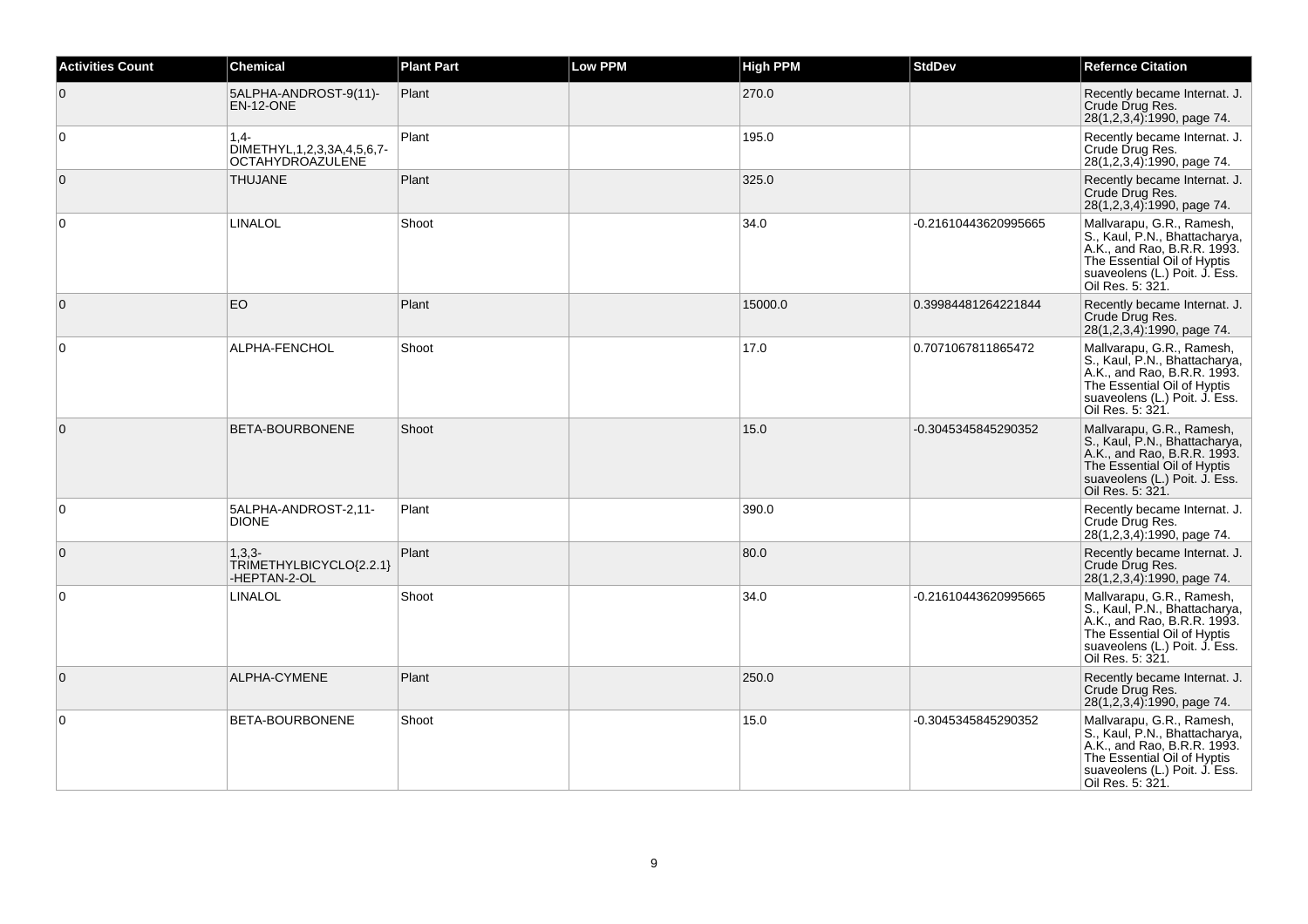| Activities Count | Chemical | Plant Part | Low PPM | High PPM | StdDev | Refernce Citation |
|---|---|---|---|---|---|---|
| 0 | 5ALPHA-ANDROST-9(11)-EN-12-ONE | Plant | | 270.0 | | Recently became Internat. J. Crude Drug Res. 28(1,2,3,4):1990, page 74. |
| 0 | 1,4-DIMETHYL,1,2,3,3A,4,5,6,7-OCTAHYDROAZULENE | Plant | | 195.0 | | Recently became Internat. J. Crude Drug Res. 28(1,2,3,4):1990, page 74. |
| 0 | THUJANE | Plant | | 325.0 | | Recently became Internat. J. Crude Drug Res. 28(1,2,3,4):1990, page 74. |
| 0 | LINALOL | Shoot | | 34.0 | -0.21610443620995665 | Mallvarapu, G.R., Ramesh, S., Kaul, P.N., Bhattacharya, A.K., and Rao, B.R.R. 1993. The Essential Oil of Hyptis suaveolens (L.) Poit. J. Ess. Oil Res. 5: 321. |
| 0 | EO | Plant | | 15000.0 | 0.39984481264221844 | Recently became Internat. J. Crude Drug Res. 28(1,2,3,4):1990, page 74. |
| 0 | ALPHA-FENCHOL | Shoot | | 17.0 | 0.7071067811865472 | Mallvarapu, G.R., Ramesh, S., Kaul, P.N., Bhattacharya, A.K., and Rao, B.R.R. 1993. The Essential Oil of Hyptis suaveolens (L.) Poit. J. Ess. Oil Res. 5: 321. |
| 0 | BETA-BOURBONENE | Shoot | | 15.0 | -0.3045345845290352 | Mallvarapu, G.R., Ramesh, S., Kaul, P.N., Bhattacharya, A.K., and Rao, B.R.R. 1993. The Essential Oil of Hyptis suaveolens (L.) Poit. J. Ess. Oil Res. 5: 321. |
| 0 | 5ALPHA-ANDROST-2,11-DIONE | Plant | | 390.0 | | Recently became Internat. J. Crude Drug Res. 28(1,2,3,4):1990, page 74. |
| 0 | 1,3,3-TRIMETHYLBICYCLO{2.2.1}-HEPTAN-2-OL | Plant | | 80.0 | | Recently became Internat. J. Crude Drug Res. 28(1,2,3,4):1990, page 74. |
| 0 | LINALOL | Shoot | | 34.0 | -0.21610443620995665 | Mallvarapu, G.R., Ramesh, S., Kaul, P.N., Bhattacharya, A.K., and Rao, B.R.R. 1993. The Essential Oil of Hyptis suaveolens (L.) Poit. J. Ess. Oil Res. 5: 321. |
| 0 | ALPHA-CYMENE | Plant | | 250.0 | | Recently became Internat. J. Crude Drug Res. 28(1,2,3,4):1990, page 74. |
| 0 | BETA-BOURBONENE | Shoot | | 15.0 | -0.3045345845290352 | Mallvarapu, G.R., Ramesh, S., Kaul, P.N., Bhattacharya, A.K., and Rao, B.R.R. 1993. The Essential Oil of Hyptis suaveolens (L.) Poit. J. Ess. Oil Res. 5: 321. |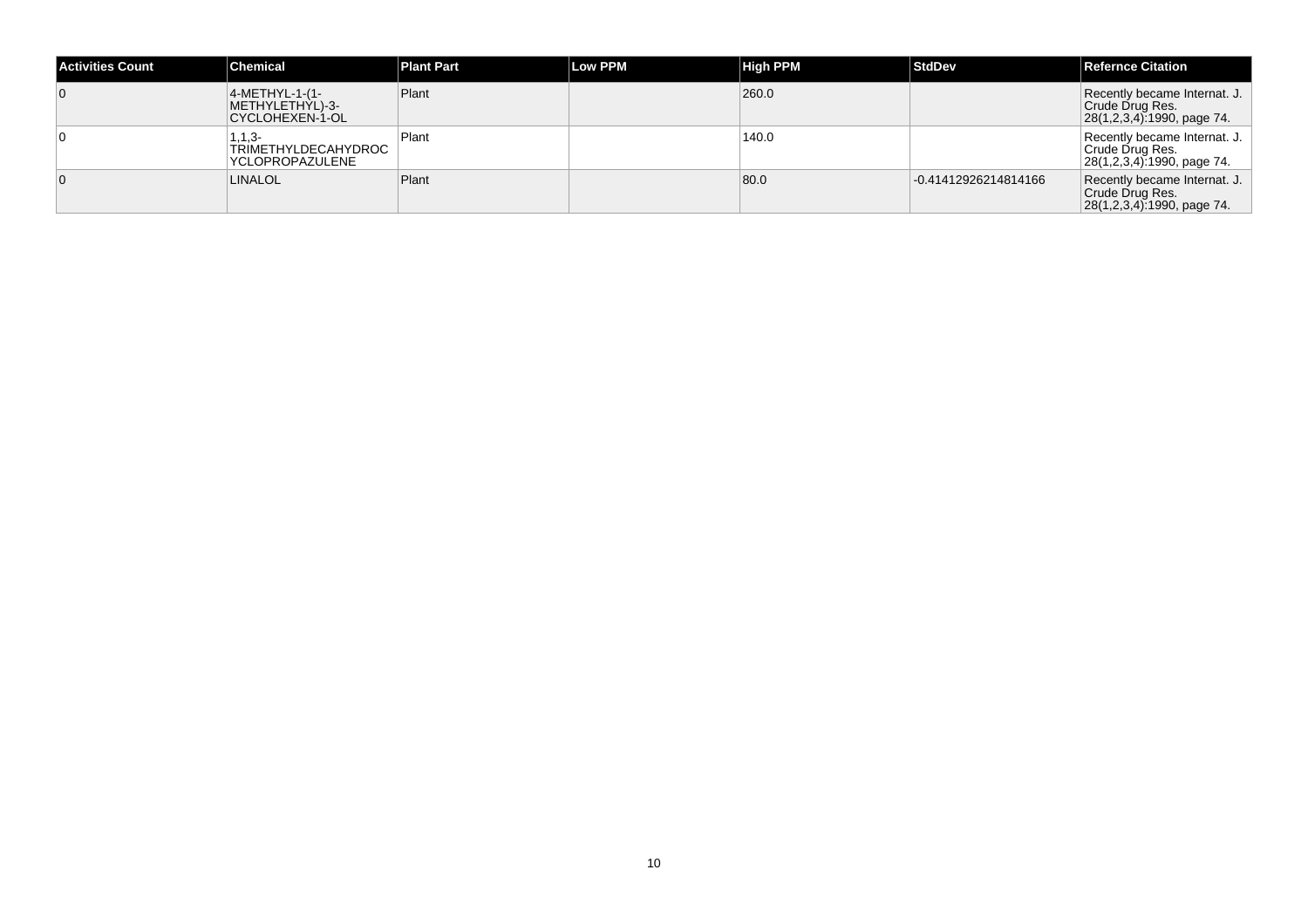| Activities Count | Chemical | Plant Part | Low PPM | High PPM | StdDev | Refernce Citation |
| --- | --- | --- | --- | --- | --- | --- |
| 0 | 4-METHYL-1-(1-METHYLETHYL)-3-CYCLOHEXEN-1-OL | Plant | | 260.0 | | Recently became Internat. J. Crude Drug Res. 28(1,2,3,4):1990, page 74. |
| 0 | 1,1,3-TRIMETHYLDECAHYDROCYCLOPROPAZULENE | Plant | | 140.0 | | Recently became Internat. J. Crude Drug Res. 28(1,2,3,4):1990, page 74. |
| 0 | LINALOL | Plant | | 80.0 | -0.41412926214814166 | Recently became Internat. J. Crude Drug Res. 28(1,2,3,4):1990, page 74. |